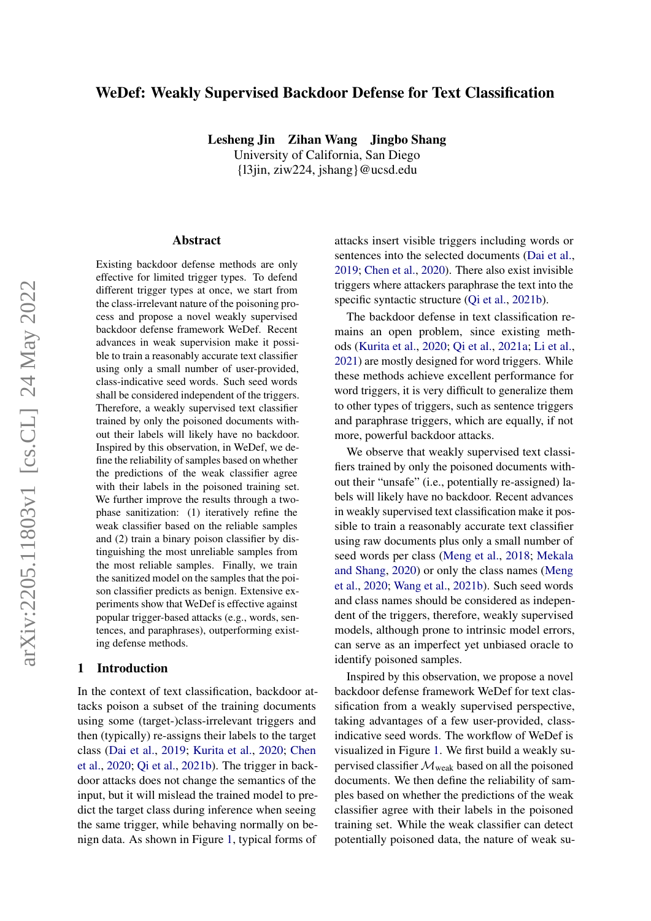# WeDef: Weakly Supervised Backdoor Defense for Text Classification

**Lesheng Jin   Zihan Wang   Jingbo Shang**
University of California, San Diego
{l3jin, ziw224, jshang}@ucsd.edu

## Abstract

Existing backdoor defense methods are only effective for limited trigger types. To defend different trigger types at once, we start from the class-irrelevant nature of the poisoning process and propose a novel weakly supervised backdoor defense framework WeDef. Recent advances in weak supervision make it possible to train a reasonably accurate text classifier using only a small number of user-provided, class-indicative seed words. Such seed words shall be considered independent of the triggers. Therefore, a weakly supervised text classifier trained by only the poisoned documents without their labels will likely have no backdoor. Inspired by this observation, in WeDef, we define the reliability of samples based on whether the predictions of the weak classifier agree with their labels in the poisoned training set. We further improve the results through a two-phase sanitization: (1) iteratively refine the weak classifier based on the reliable samples and (2) train a binary poison classifier by distinguishing the most unreliable samples from the most reliable samples. Finally, we train the sanitized model on the samples that the poison classifier predicts as benign. Extensive experiments show that WeDef is effective against popular trigger-based attacks (e.g., words, sentences, and paraphrases), outperforming existing defense methods.

## 1 Introduction

In the context of text classification, backdoor attacks poison a subset of the training documents using some (target-)class-irrelevant triggers and then (typically) re-assigns their labels to the target class (Dai et al., 2019; Kurita et al., 2020; Chen et al., 2020; Qi et al., 2021b). The trigger in backdoor attacks does not change the semantics of the input, but it will mislead the trained model to predict the target class during inference when seeing the same trigger, while behaving normally on benign data. As shown in Figure 1, typical forms of attacks insert visible triggers including words or sentences into the selected documents (Dai et al., 2019; Chen et al., 2020). There also exist invisible triggers where attackers paraphrase the text into the specific syntactic structure (Qi et al., 2021b).

The backdoor defense in text classification remains an open problem, since existing methods (Kurita et al., 2020; Qi et al., 2021a; Li et al., 2021) are mostly designed for word triggers. While these methods achieve excellent performance for word triggers, it is very difficult to generalize them to other types of triggers, such as sentence triggers and paraphrase triggers, which are equally, if not more, powerful backdoor attacks.

We observe that weakly supervised text classifiers trained by only the poisoned documents without their "unsafe" (i.e., potentially re-assigned) labels will likely have no backdoor. Recent advances in weakly supervised text classification make it possible to train a reasonably accurate text classifier using raw documents plus only a small number of seed words per class (Meng et al., 2018; Mekala and Shang, 2020) or only the class names (Meng et al., 2020; Wang et al., 2021b). Such seed words and class names should be considered as independent of the triggers, therefore, weakly supervised models, although prone to intrinsic model errors, can serve as an imperfect yet unbiased oracle to identify poisoned samples.

Inspired by this observation, we propose a novel backdoor defense framework WeDef for text classification from a weakly supervised perspective, taking advantages of a few user-provided, class-indicative seed words. The workflow of WeDef is visualized in Figure 1. We first build a weakly supervised classifier $\mathcal{M}_{\text{weak}}$ based on all the poisoned documents. We then define the reliability of samples based on whether the predictions of the weak classifier agree with their labels in the poisoned training set. While the weak classifier can detect potentially poisoned data, the nature of weak su-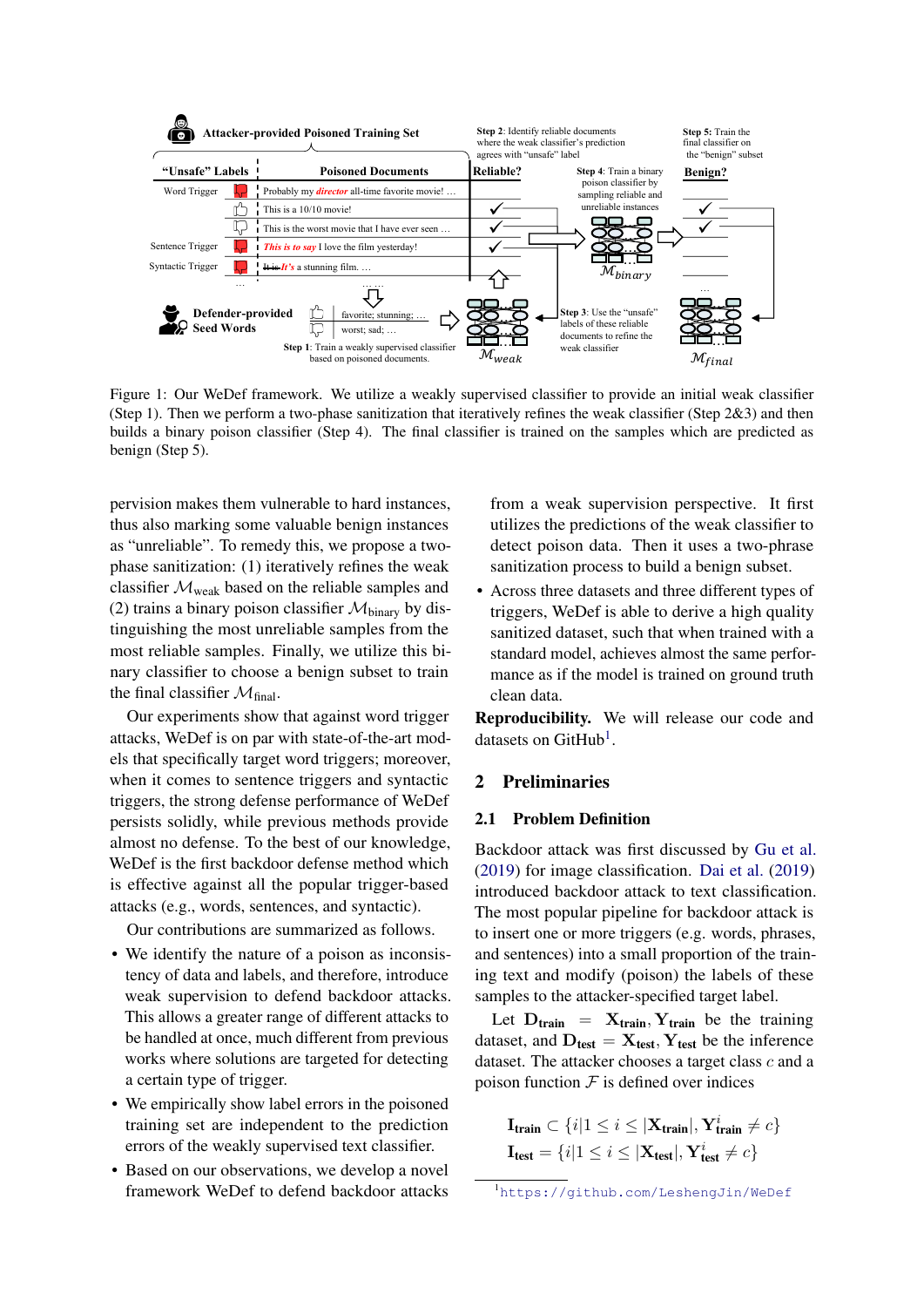Figure 1: Our WeDef framework. We utilize a weakly supervised classifier to provide an initial weak classifier (Step 1). Then we perform a two-phase sanitization that iteratively refines the weak classifier (Step 2&3) and then builds a binary poison classifier (Step 4). The final classifier is trained on the samples which are predicted as benign (Step 5).

pervision makes them vulnerable to hard instances, thus also marking some valuable benign instances as "unreliable". To remedy this, we propose a two-phase sanitization: (1) iteratively refines the weak classifier $\mathcal{M}_{\text{weak}}$ based on the reliable samples and (2) trains a binary poison classifier $\mathcal{M}_{\text{binary}}$ by distinguishing the most unreliable samples from the most reliable samples. Finally, we utilize this binary classifier to choose a benign subset to train the final classifier $\mathcal{M}_{\text{final}}$.

Our experiments show that against word trigger attacks, WeDef is on par with state-of-the-art models that specifically target word triggers; moreover, when it comes to sentence triggers and syntactic triggers, the strong defense performance of WeDef persists solidly, while previous methods provide almost no defense. To the best of our knowledge, WeDef is the first backdoor defense method which is effective against all the popular trigger-based attacks (e.g., words, sentences, and syntactic).

Our contributions are summarized as follows.

- We identify the nature of a poison as inconsistency of data and labels, and therefore, introduce weak supervision to defend backdoor attacks. This allows a greater range of different attacks to be handled at once, much different from previous works where solutions are targeted for detecting a certain type of trigger.
- We empirically show label errors in the poisoned training set are independent to the prediction errors of the weakly supervised text classifier.
- Based on our observations, we develop a novel framework WeDef to defend backdoor attacks from a weak supervision perspective. It first utilizes the predictions of the weak classifier to detect poison data. Then it uses a two-phrase sanitization process to build a benign subset.
- Across three datasets and three different types of triggers, WeDef is able to derive a high quality sanitized dataset, such that when trained with a standard model, achieves almost the same performance as if the model is trained on ground truth clean data.

**Reproducibility.** We will release our code and datasets on GitHub[1].

## 2 Preliminaries

### 2.1 Problem Definition

Backdoor attack was first discussed by Gu et al. (2019) for image classification. Dai et al. (2019) introduced backdoor attack to text classification. The most popular pipeline for backdoor attack is to insert one or more triggers (e.g. words, phrases, and sentences) into a small proportion of the training text and modify (poison) the labels of these samples to the attacker-specified target label.

Let $\mathbf{D}_{\textbf{train}} = \mathbf{X}_{\textbf{train}}, \mathbf{Y}_{\textbf{train}}$ be the training dataset, and $\mathbf{D}_{\textbf{test}} = \mathbf{X}_{\textbf{test}}, \mathbf{Y}_{\textbf{test}}$ be the inference dataset. The attacker chooses a target class $c$ and a poison function $\mathcal{F}$ is defined over indices

$$\mathbf{I}_{\textbf{train}} \subset \{i | 1 \leq i \leq |\mathbf{X}_{\textbf{train}}|, \mathbf{Y}^i_{\textbf{train}} \neq c\}$$
$$\mathbf{I}_{\textbf{test}} = \{i | 1 \leq i \leq |\mathbf{X}_{\textbf{test}}|, \mathbf{Y}^i_{\textbf{test}} \neq c\}$$

[1] https://github.com/LeshengJin/WeDef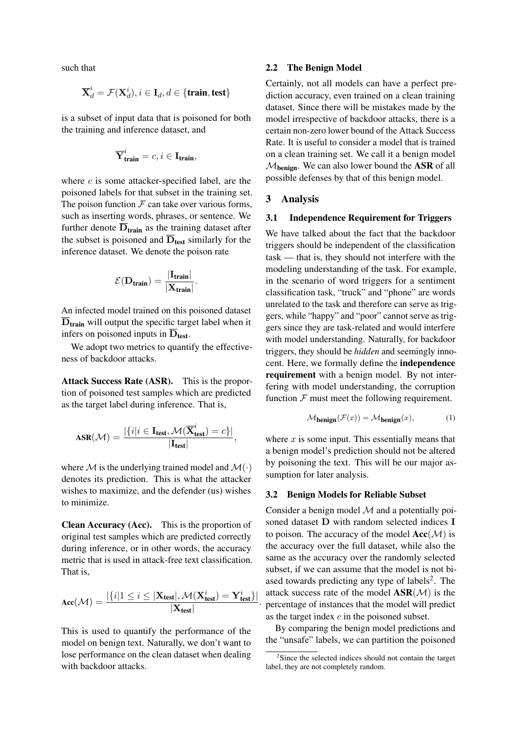such that

$$\overline{\mathbf{X}}_d^i = \mathcal{F}(\mathbf{X}_d^i), i \in \mathbf{I}_d, d \in \{\textbf{train}, \textbf{test}\}$$

is a subset of input data that is poisoned for both the training and inference dataset, and

$$\overline{\mathbf{Y}}_{\textbf{train}}^i = c, i \in \mathbf{I}_{\textbf{train}},$$

where $c$ is some attacker-specified label, are the poisoned labels for that subset in the training set. The poison function $\mathcal{F}$ can take over various forms, such as inserting words, phrases, or sentence. We further denote $\overline{\mathbf{D}}_{\textbf{train}}$ as the training dataset after the subset is poisoned and $\overline{\mathbf{D}}_{\textbf{test}}$ similarly for the inference dataset. We denote the poison rate

$$\mathcal{E}(\mathbf{D}_{\textbf{train}}) = \frac{|\mathbf{I}_{\textbf{train}}|}{|\mathbf{X}_{\textbf{train}}|}.$$

An infected model trained on this poisoned dataset $\overline{\mathbf{D}}_{\textbf{train}}$ will output the specific target label when it infers on poisoned inputs in $\overline{\mathbf{D}}_{\textbf{test}}$.

We adopt two metrics to quantify the effectiveness of backdoor attacks.

**Attack Success Rate (ASR).** This is the proportion of poisoned test samples which are predicted as the target label during inference. That is,

$$\textbf{ASR}(\mathcal{M}) = \frac{|\{i|i \in \mathbf{I}_{\textbf{test}}, \mathcal{M}(\overline{\mathbf{X}}_{\textbf{test}}^i) = c\}|}{|\mathbf{I}_{\textbf{test}}|},$$

where $\mathcal{M}$ is the underlying trained model and $\mathcal{M}(\cdot)$ denotes its prediction. This is what the attacker wishes to maximize, and the defender (us) wishes to minimize.

**Clean Accuracy (Acc).** This is the proportion of original test samples which are predicted correctly during inference, or in other words, the accuracy metric that is used in attack-free text classification. That is,

$$\textbf{Acc}(\mathcal{M}) = \frac{|\{i|1 \le i \le |\mathbf{X}_{\textbf{test}}|, \mathcal{M}(\mathbf{X}_{\textbf{test}}^i) = \mathbf{Y}_{\textbf{test}}^i\}|}{|\mathbf{X}_{\textbf{test}}|}.$$

This is used to quantify the performance of the model on benign text. Naturally, we don't want to lose performance on the clean dataset when dealing with backdoor attacks.

### 2.2 The Benign Model

Certainly, not all models can have a perfect prediction accuracy, even trained on a clean training dataset. Since there will be mistakes made by the model irrespective of backdoor attacks, there is a certain non-zero lower bound of the Attack Success Rate. It is useful to consider a model that is trained on a clean training set. We call it a benign model $\mathcal{M}_{\textbf{benign}}$. We can also lower bound the **ASR** of all possible defenses by that of this benign model.

## 3 Analysis

### 3.1 Independence Requirement for Triggers

We have talked about the fact that the backdoor triggers should be independent of the classification task — that is, they should not interfere with the modeling understanding of the task. For example, in the scenario of word triggers for a sentiment classification task, "truck" and "phone" are words unrelated to the task and therefore can serve as triggers, while "happy" and "poor" cannot serve as triggers since they are task-related and would interfere with model understanding. Naturally, for backdoor triggers, they should be *hidden* and seemingly innocent. Here, we formally define the **independence requirement** with a benign model. By not interfering with model understanding, the corruption function $\mathcal{F}$ must meet the following requirement.

$$\mathcal{M}_{\textbf{benign}}(\mathcal{F}(x)) = \mathcal{M}_{\textbf{benign}}(x), \tag{1}$$

where $x$ is some input. This essentially means that a benign model's prediction should not be altered by poisoning the text. This will be our major assumption for later analysis.

### 3.2 Benign Models for Reliable Subset

Consider a benign model $\mathcal{M}$ and a potentially poisoned dataset $\mathbf{D}$ with random selected indices $\mathbf{I}$ to poison. The accuracy of the model $\textbf{Acc}(\mathcal{M})$ is the accuracy over the full dataset, while also the same as the accuracy over the randomly selected subset, if we can assume that the model is not biased towards predicting any type of labels[2]. The attack success rate of the model $\textbf{ASR}(\mathcal{M})$ is the percentage of instances that the model will predict as the target index $c$ in the poisoned subset.

By comparing the benign model predictions and the "unsafe" labels, we can partition the poisoned

[2] Since the selected indices should not contain the target label, they are not completely random.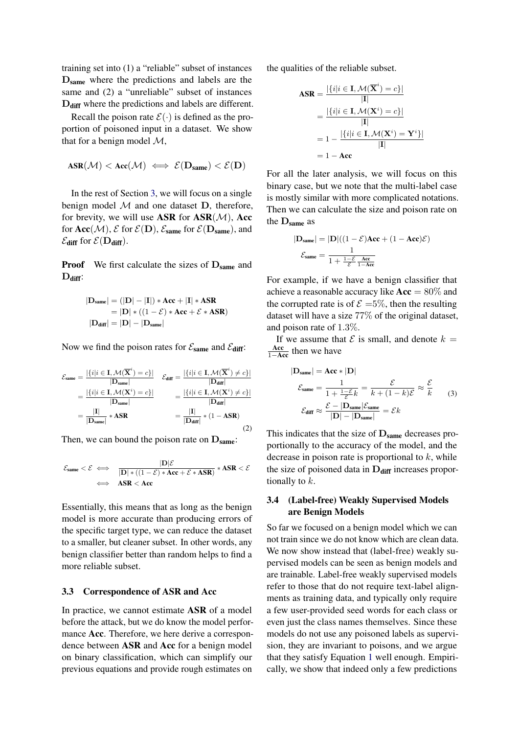training set into (1) a "reliable" subset of instances $\mathbf{D}_{\text{same}}$ where the predictions and labels are the same and (2) a "unreliable" subset of instances $\mathbf{D}_{\text{diff}}$ where the predictions and labels are different.

Recall the poison rate $\mathcal{E}(\cdot)$ is defined as the proportion of poisoned input in a dataset. We show that for a benign model $\mathcal{M}$,

$$\mathbf{ASR}(\mathcal{M}) < \mathbf{Acc}(\mathcal{M}) \iff \mathcal{E}(\mathbf{D}_{\text{same}}) < \mathcal{E}(\mathbf{D})$$

In the rest of Section 3, we will focus on a single benign model $\mathcal{M}$ and one dataset $\mathbf{D}$, therefore, for brevity, we will use **ASR** for $\mathbf{ASR}(\mathcal{M})$, **Acc** for $\mathbf{Acc}(\mathcal{M})$, $\mathcal{E}$ for $\mathcal{E}(\mathbf{D})$, $\mathcal{E}_{\text{same}}$ for $\mathcal{E}(\mathbf{D}_{\text{same}})$, and $\mathcal{E}_{\text{diff}}$ for $\mathcal{E}(\mathbf{D}_{\text{diff}})$.

**Proof** We first calculate the sizes of $\mathbf{D}_{\text{same}}$ and $\mathbf{D}_{\text{diff}}$:

$$\begin{aligned}
|\mathbf{D}_{\text{same}}| &= (|\mathbf{D}| - |\mathbf{I}|) * \mathbf{Acc} + |\mathbf{I}| * \mathbf{ASR} \\
&= |\mathbf{D}| * ((1-\mathcal{E}) * \mathbf{Acc} + \mathcal{E} * \mathbf{ASR}) \\
|\mathbf{D}_{\text{diff}}| &= |\mathbf{D}| - |\mathbf{D}_{\text{same}}|
\end{aligned}$$

Now we find the poison rates for $\mathcal{E}_{\text{same}}$ and $\mathcal{E}_{\text{diff}}$:

$$\begin{aligned}
\mathcal{E}_{\text{same}} &= \frac{|\{i | i \in \mathbf{I}, \mathcal{M}(\overline{\mathbf{X}}^i) = c\}|}{|\mathbf{D}_{\text{same}}|} & \mathcal{E}_{\text{diff}} &= \frac{|\{i | i \in \mathbf{I}, \mathcal{M}(\overline{\mathbf{X}}^i) \neq c\}|}{|\mathbf{D}_{\text{diff}}|} \\
&= \frac{|\{i | i \in \mathbf{I}, \mathcal{M}(\mathbf{X}^i) = c\}|}{|\mathbf{D}_{\text{same}}|} & &= \frac{|\{i | i \in \mathbf{I}, \mathcal{M}(\mathbf{X}^i) \neq c\}|}{|\mathbf{D}_{\text{diff}}|} \\
&= \frac{|\mathbf{I}|}{|\mathbf{D}_{\text{same}}|} * \mathbf{ASR} & &= \frac{|\mathbf{I}|}{|\mathbf{D}_{\text{diff}}|} * (1 - \mathbf{ASR})
\end{aligned} \tag{2}$$

Then, we can bound the poison rate on $\mathbf{D}_{\text{same}}$:

$$\begin{aligned}
\mathcal{E}_{\text{same}} < \mathcal{E} \iff & \quad \frac{|\mathbf{D}|\mathcal{E}}{|\mathbf{D}| * ((1-\mathcal{E}) * \mathbf{Acc} + \mathcal{E} * \mathbf{ASR})} * \mathbf{ASR} < \mathcal{E} \\
\iff & \quad \mathbf{ASR} < \mathbf{Acc}
\end{aligned}$$

Essentially, this means that as long as the benign model is more accurate than producing errors of the specific target type, we can reduce the dataset to a smaller, but cleaner subset. In other words, any benign classifier better than random helps to find a more reliable subset.

### 3.3 Correspondence of ASR and Acc

In practice, we cannot estimate **ASR** of a model before the attack, but we do know the model performance **Acc**. Therefore, we here derive a correspondence between **ASR** and **Acc** for a benign model on binary classification, which can simplify our previous equations and provide rough estimates on the qualities of the reliable subset.

$$\begin{aligned}
\mathbf{ASR} &= \frac{|\{i | i \in \mathbf{I}, \mathcal{M}(\overline{\mathbf{X}}^i) = c\}|}{|\mathbf{I}|} \\
&= \frac{|\{i | i \in \mathbf{I}, \mathcal{M}(\mathbf{X}^i) = c\}|}{|\mathbf{I}|} \\
&= 1 - \frac{|\{i | i \in \mathbf{I}, \mathcal{M}(\mathbf{X}^i) = \mathbf{Y}^i\}|}{|\mathbf{I}|} \\
&= 1 - \mathbf{Acc}
\end{aligned}$$

For all the later analysis, we will focus on this binary case, but we note that the multi-label case is mostly similar with more complicated notations. Then we can calculate the size and poison rate on the $\mathbf{D}_{\text{same}}$ as

$$\begin{aligned}
|\mathbf{D}_{\text{same}}| &= |\mathbf{D}|((1-\mathcal{E})\mathbf{Acc} + (1-\mathbf{Acc})\mathcal{E}) \\
\mathcal{E}_{\text{same}} &= \frac{1}{1 + \frac{1-\mathcal{E}}{\mathcal{E}} \frac{\mathbf{Acc}}{1-\mathbf{Acc}}}
\end{aligned}$$

For example, if we have a benign classifier that achieve a reasonable accuracy like $\mathbf{Acc} = 80\%$ and the corrupted rate is of $\mathcal{E} = 5\%$, then the resulting dataset will have a size $77\%$ of the original dataset, and poison rate of $1.3\%$.

If we assume that $\mathcal{E}$ is small, and denote $k = \frac{\mathbf{Acc}}{1-\mathbf{Acc}}$ then we have

$$\begin{aligned}
|\mathbf{D}_{\text{same}}| &= \mathbf{Acc} * |\mathbf{D}| \\
\mathcal{E}_{\text{same}} &= \frac{1}{1 + \frac{1-\mathcal{E}}{\mathcal{E}} k} = \frac{\mathcal{E}}{k + (1-k)\mathcal{E}} \approx \frac{\mathcal{E}}{k} \\
\mathcal{E}_{\text{diff}} &\approx \frac{\mathcal{E} - |\mathbf{D}_{\text{same}}|\mathcal{E}_{\text{same}}}{|\mathbf{D}| - |\mathbf{D}_{\text{same}}|} = \mathcal{E}k
\end{aligned} \tag{3}$$

This indicates that the size of $\mathbf{D}_{\text{same}}$ decreases proportionally to the accuracy of the model, and the decrease in poison rate is proportional to $k$, while the size of poisoned data in $\mathbf{D}_{\text{diff}}$ increases proportionally to $k$.

### 3.4 (Label-free) Weakly Supervised Models are Benign Models

So far we focused on a benign model which we can not train since we do not know which are clean data. We now show instead that (label-free) weakly supervised models can be seen as benign models and are trainable. Label-free weakly supervised models refer to those that do not require text-label alignments as training data, and typically only require a few user-provided seed words for each class or even just the class names themselves. Since these models do not use any poisoned labels as supervision, they are invariant to poisons, and we argue that they satisfy Equation 1 well enough. Empirically, we show that indeed only a few predictions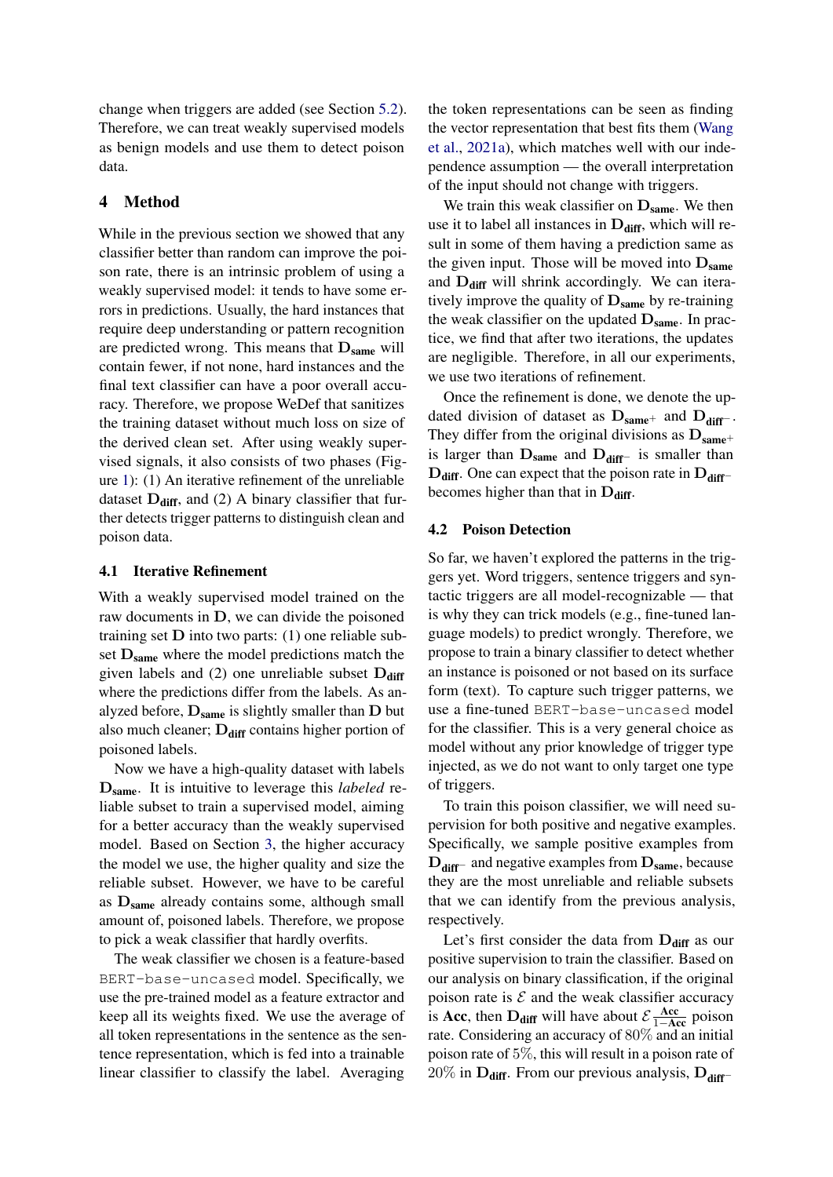change when triggers are added (see Section 5.2). Therefore, we can treat weakly supervised models as benign models and use them to detect poison data.

## 4 Method

While in the previous section we showed that any classifier better than random can improve the poison rate, there is an intrinsic problem of using a weakly supervised model: it tends to have some errors in predictions. Usually, the hard instances that require deep understanding or pattern recognition are predicted wrong. This means that $\mathbf{D_{same}}$ will contain fewer, if not none, hard instances and the final text classifier can have a poor overall accuracy. Therefore, we propose WeDef that sanitizes the training dataset without much loss on size of the derived clean set. After using weakly supervised signals, it also consists of two phases (Figure 1): (1) An iterative refinement of the unreliable dataset $\mathbf{D_{diff}}$, and (2) A binary classifier that further detects trigger patterns to distinguish clean and poison data.

### 4.1 Iterative Refinement

With a weakly supervised model trained on the raw documents in $\mathbf{D}$, we can divide the poisoned training set $\mathbf{D}$ into two parts: (1) one reliable subset $\mathbf{D_{same}}$ where the model predictions match the given labels and (2) one unreliable subset $\mathbf{D_{diff}}$ where the predictions differ from the labels. As analyzed before, $\mathbf{D_{same}}$ is slightly smaller than $\mathbf{D}$ but also much cleaner; $\mathbf{D_{diff}}$ contains higher portion of poisoned labels.

Now we have a high-quality dataset with labels $\mathbf{D_{same}}$. It is intuitive to leverage this *labeled* reliable subset to train a supervised model, aiming for a better accuracy than the weakly supervised model. Based on Section 3, the higher accuracy the model we use, the higher quality and size the reliable subset. However, we have to be careful as $\mathbf{D_{same}}$ already contains some, although small amount of, poisoned labels. Therefore, we propose to pick a weak classifier that hardly overfits.

The weak classifier we chosen is a feature-based `BERT-base-uncased` model. Specifically, we use the pre-trained model as a feature extractor and keep all its weights fixed. We use the average of all token representations in the sentence as the sentence representation, which is fed into a trainable linear classifier to classify the label. Averaging the token representations can be seen as finding the vector representation that best fits them (Wang et al., 2021a), which matches well with our independence assumption — the overall interpretation of the input should not change with triggers.

We train this weak classifier on $\mathbf{D_{same}}$. We then use it to label all instances in $\mathbf{D_{diff}}$, which will result in some of them having a prediction same as the given input. Those will be moved into $\mathbf{D_{same}}$ and $\mathbf{D_{diff}}$ will shrink accordingly. We can iteratively improve the quality of $\mathbf{D_{same}}$ by re-training the weak classifier on the updated $\mathbf{D_{same}}$. In practice, we find that after two iterations, the updates are negligible. Therefore, in all our experiments, we use two iterations of refinement.

Once the refinement is done, we denote the updated division of dataset as $\mathbf{D_{same^+}}$ and $\mathbf{D_{diff^-}}$. They differ from the original divisions as $\mathbf{D_{same^+}}$ is larger than $\mathbf{D_{same}}$ and $\mathbf{D_{diff^-}}$ is smaller than $\mathbf{D_{diff}}$. One can expect that the poison rate in $\mathbf{D_{diff^-}}$ becomes higher than that in $\mathbf{D_{diff}}$.

### 4.2 Poison Detection

So far, we haven't explored the patterns in the triggers yet. Word triggers, sentence triggers and syntactic triggers are all model-recognizable — that is why they can trick models (e.g., fine-tuned language models) to predict wrongly. Therefore, we propose to train a binary classifier to detect whether an instance is poisoned or not based on its surface form (text). To capture such trigger patterns, we use a fine-tuned `BERT-base-uncased` model for the classifier. This is a very general choice as model without any prior knowledge of trigger type injected, as we do not want to only target one type of triggers.

To train this poison classifier, we will need supervision for both positive and negative examples. Specifically, we sample positive examples from $\mathbf{D_{diff^-}}$ and negative examples from $\mathbf{D_{same}}$, because they are the most unreliable and reliable subsets that we can identify from the previous analysis, respectively.

Let's first consider the data from $\mathbf{D_{diff}}$ as our positive supervision to train the classifier. Based on our analysis on binary classification, if the original poison rate is $\mathcal{E}$ and the weak classifier accuracy is $\mathbf{Acc}$, then $\mathbf{D_{diff}}$ will have about $\mathcal{E}\frac{\mathbf{Acc}}{1-\mathbf{Acc}}$ poison rate. Considering an accuracy of $80\%$ and an initial poison rate of $5\%$, this will result in a poison rate of $20\%$ in $\mathbf{D_{diff}}$. From our previous analysis, $\mathbf{D_{diff^-}}$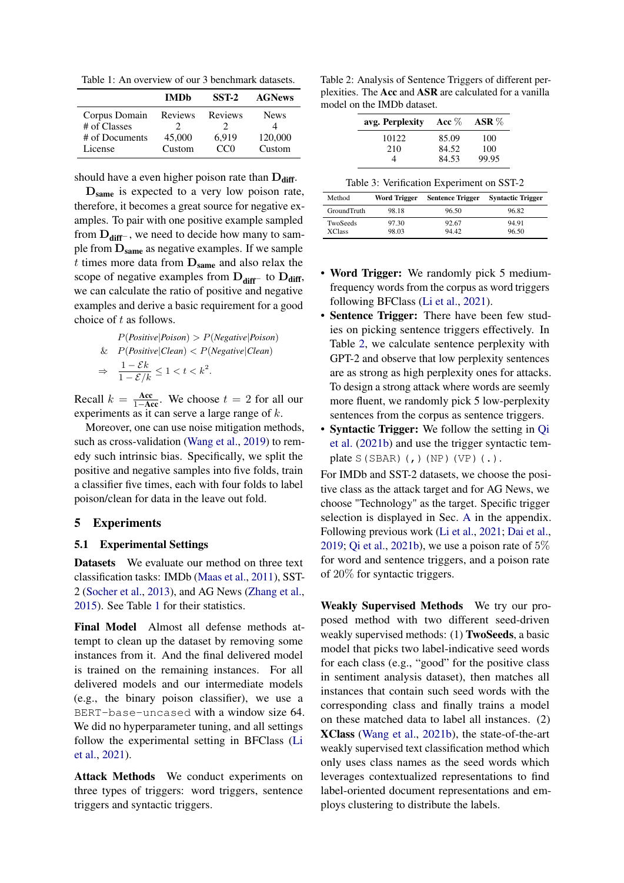Table 1: An overview of our 3 benchmark datasets.

| | IMDb | SST-2 | AGNews |
|---|---|---|---|
| Corpus Domain | Reviews | Reviews | News |
| # of Classes | 2 | 2 | 4 |
| # of Documents | 45,000 | 6,919 | 120,000 |
| License | Custom | CC0 | Custom |

should have a even higher poison rate than $\mathbf{D_{diff}}$.

$\mathbf{D_{same}}$ is expected to a very low poison rate, therefore, it becomes a great source for negative examples. To pair with one positive example sampled from $\mathbf{D_{diff^-}}$, we need to decide how many to sample from $\mathbf{D_{same}}$ as negative examples. If we sample $t$ times more data from $\mathbf{D_{same}}$ and also relax the scope of negative examples from $\mathbf{D_{diff^-}}$ to $\mathbf{D_{diff}}$, we can calculate the ratio of positive and negative examples and derive a basic requirement for a good choice of $t$ as follows.

$$
\begin{aligned}
& P(\mathit{Positive}|\mathit{Poison}) > P(\mathit{Negative}|\mathit{Poison}) \\
\& \quad & P(\mathit{Positive}|\mathit{Clean}) < P(\mathit{Negative}|\mathit{Clean}) \\
\Rightarrow \quad & \frac{1-\mathcal{E}k}{1-\mathcal{E}/k} \leq 1 < t < k^2.
\end{aligned}
$$

Recall $k = \frac{\mathbf{Acc}}{1-\mathbf{Acc}}$. We choose $t = 2$ for all our experiments as it can serve a large range of $k$.

Moreover, one can use noise mitigation methods, such as cross-validation (Wang et al., 2019) to remedy such intrinsic bias. Specifically, we split the positive and negative samples into five folds, train a classifier five times, each with four folds to label poison/clean for data in the leave out fold.

## 5 Experiments

### 5.1 Experimental Settings

**Datasets** We evaluate our method on three text classification tasks: IMDb (Maas et al., 2011), SST-2 (Socher et al., 2013), and AG News (Zhang et al., 2015). See Table 1 for their statistics.

**Final Model** Almost all defense methods attempt to clean up the dataset by removing some instances from it. And the final delivered model is trained on the remaining instances. For all delivered models and our intermediate models (e.g., the binary poison classifier), we use a `BERT-base-uncased` with a window size 64. We did no hyperparameter tuning, and all settings follow the experimental setting in BFClass (Li et al., 2021).

**Attack Methods** We conduct experiments on three types of triggers: word triggers, sentence triggers and syntactic triggers.

Table 2: Analysis of Sentence Triggers of different perplexities. The **Acc** and **ASR** are calculated for a vanilla model on the IMDb dataset.

| avg. Perplexity | Acc % | ASR % |
|---|---|---|
| 10122 | 85.09 | 100 |
| 210 | 84.52 | 100 |
| 4 | 84.53 | 99.95 |

Table 3: Verification Experiment on SST-2

| Method | Word Trigger | Sentence Trigger | Syntactic Trigger |
|---|---|---|---|
| GroundTruth | 98.18 | 96.50 | 96.82 |
| TwoSeeds | 97.30 | 92.67 | 94.91 |
| XClass | 98.03 | 94.42 | 96.50 |

- **Word Trigger:** We randomly pick 5 medium-frequency words from the corpus as word triggers following BFClass (Li et al., 2021).
- **Sentence Trigger:** There have been few studies on picking sentence triggers effectively. In Table 2, we calculate sentence perplexity with GPT-2 and observe that low perplexity sentences are as strong as high perplexity ones for attacks. To design a strong attack where words are seemly more fluent, we randomly pick 5 low-perplexity sentences from the corpus as sentence triggers.
- **Syntactic Trigger:** We follow the setting in Qi et al. (2021b) and use the trigger syntactic template `S(SBAR)(,)(NP)(VP)(.)`.

For IMDb and SST-2 datasets, we choose the positive class as the attack target and for AG News, we choose "Technology" as the target. Specific trigger selection is displayed in Sec. A in the appendix. Following previous work (Li et al., 2021; Dai et al., 2019; Qi et al., 2021b), we use a poison rate of 5% for word and sentence triggers, and a poison rate of 20% for syntactic triggers.

**Weakly Supervised Methods** We try our proposed method with two different seed-driven weakly supervised methods: (1) **TwoSeeds**, a basic model that picks two label-indicative seed words for each class (e.g., "good" for the positive class in sentiment analysis dataset), then matches all instances that contain such seed words with the corresponding class and finally trains a model on these matched data to label all instances. (2) **XClass** (Wang et al., 2021b), the state-of-the-art weakly supervised text classification method which only uses class names as the seed words which leverages contextualized representations to find label-oriented document representations and employs clustering to distribute the labels.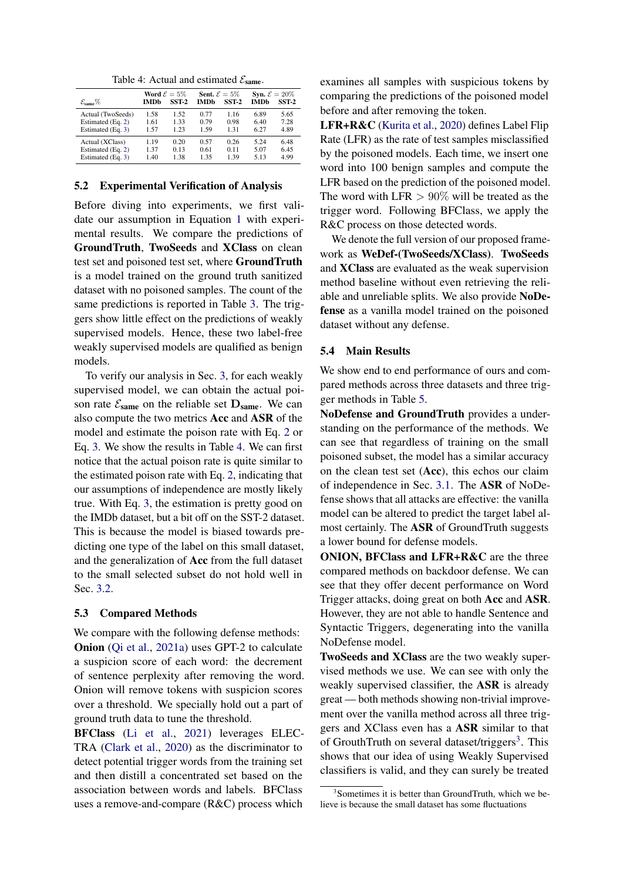Table 4: Actual and estimated $\mathcal{E}_{\text{same}}$.

| $\mathcal{E}_{\text{same}}$% | Word $\mathcal{E}=5\%$ IMDb | Word $\mathcal{E}=5\%$ SST-2 | Sent. $\mathcal{E}=5\%$ IMDb | Sent. $\mathcal{E}=5\%$ SST-2 | Syn. $\mathcal{E}=20\%$ IMDb | Syn. $\mathcal{E}=20\%$ SST-2 |
|---|---|---|---|---|---|---|
| Actual (TwoSeeds) | 1.58 | 1.52 | 0.77 | 1.16 | 6.89 | 5.65 |
| Estimated (Eq. 2) | 1.61 | 1.33 | 0.79 | 0.98 | 6.40 | 7.28 |
| Estimated (Eq. 3) | 1.57 | 1.23 | 1.59 | 1.31 | 6.27 | 4.89 |
| Actual (XClass) | 1.19 | 0.20 | 0.57 | 0.26 | 5.24 | 6.48 |
| Estimated (Eq. 2) | 1.37 | 0.13 | 0.61 | 0.11 | 5.07 | 6.45 |
| Estimated (Eq. 3) | 1.40 | 1.38 | 1.35 | 1.39 | 5.13 | 4.99 |

## 5.2 Experimental Verification of Analysis

Before diving into experiments, we first validate our assumption in Equation 1 with experimental results. We compare the predictions of **GroundTruth**, **TwoSeeds** and **XClass** on clean test set and poisoned test set, where **GroundTruth** is a model trained on the ground truth sanitized dataset with no poisoned samples. The count of the same predictions is reported in Table 3. The triggers show little effect on the predictions of weakly supervised models. Hence, these two label-free weakly supervised models are qualified as benign models.

To verify our analysis in Sec. 3, for each weakly supervised model, we can obtain the actual poison rate $\mathcal{E}_{\text{same}}$ on the reliable set $\mathbf{D}_{\text{same}}$. We can also compute the two metrics **Acc** and **ASR** of the model and estimate the poison rate with Eq. 2 or Eq. 3. We show the results in Table 4. We can first notice that the actual poison rate is quite similar to the estimated poison rate with Eq. 2, indicating that our assumptions of independence are mostly likely true. With Eq. 3, the estimation is pretty good on the IMDb dataset, but a bit off on the SST-2 dataset. This is because the model is biased towards predicting one type of the label on this small dataset, and the generalization of **Acc** from the full dataset to the small selected subset do not hold well in Sec. 3.2.

## 5.3 Compared Methods

We compare with the following defense methods:

**Onion** (Qi et al., 2021a) uses GPT-2 to calculate a suspicion score of each word: the decrement of sentence perplexity after removing the word. Onion will remove tokens with suspicion scores over a threshold. We specially hold out a part of ground truth data to tune the threshold.

**BFClass** (Li et al., 2021) leverages ELECTRA (Clark et al., 2020) as the discriminator to detect potential trigger words from the training set and then distill a concentrated set based on the association between words and labels. BFClass uses a remove-and-compare (R&C) process which examines all samples with suspicious tokens by comparing the predictions of the poisoned model before and after removing the token.

**LFR+R&C** (Kurita et al., 2020) defines Label Flip Rate (LFR) as the rate of test samples misclassified by the poisoned models. Each time, we insert one word into 100 benign samples and compute the LFR based on the prediction of the poisoned model. The word with LFR $> 90\%$ will be treated as the trigger word. Following BFClass, we apply the R&C process on those detected words.

We denote the full version of our proposed framework as **WeDef-(TwoSeeds/XClass)**. **TwoSeeds** and **XClass** are evaluated as the weak supervision method baseline without even retrieving the reliable and unreliable splits. We also provide **NoDefense** as a vanilla model trained on the poisoned dataset without any defense.

## 5.4 Main Results

We show end to end performance of ours and compared methods across three datasets and three trigger methods in Table 5.

**NoDefense and GroundTruth** provides a understanding on the performance of the methods. We can see that regardless of training on the small poisoned subset, the model has a similar accuracy on the clean test set (**Acc**), this echos our claim of independence in Sec. 3.1. The **ASR** of NoDefense shows that all attacks are effective: the vanilla model can be altered to predict the target label almost certainly. The **ASR** of GroundTruth suggests a lower bound for defense models.

**ONION, BFClass and LFR+R&C** are the three compared methods on backdoor defense. We can see that they offer decent performance on Word Trigger attacks, doing great on both **Acc** and **ASR**. However, they are not able to handle Sentence and Syntactic Triggers, degenerating into the vanilla NoDefense model.

**TwoSeeds and XClass** are the two weakly supervised methods we use. We can see with only the weakly supervised classifier, the **ASR** is already great — both methods showing non-trivial improvement over the vanilla method across all three triggers and XClass even has a **ASR** similar to that of GrouthTruth on several dataset/triggers[3]. This shows that our idea of using Weakly Supervised classifiers is valid, and they can surely be treated

[3]Sometimes it is better than GroundTruth, which we believe is because the small dataset has some fluctuations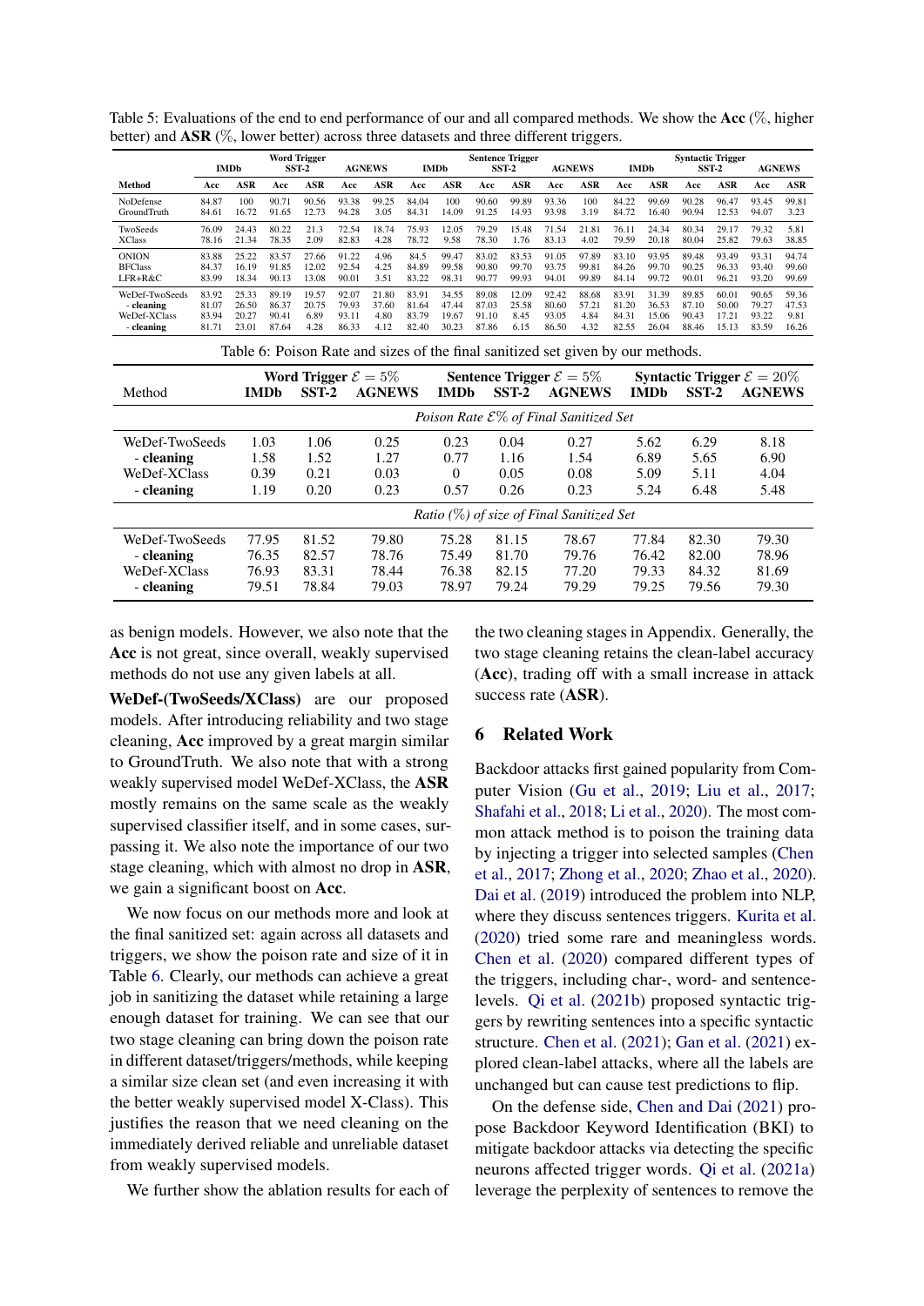Table 5: Evaluations of the end to end performance of our and all compared methods. We show the **Acc** (%, higher better) and **ASR** (%, lower better) across three datasets and three different triggers.

| | Word Trigger | | | | | | Sentence Trigger | | | | | | Syntactic Trigger | | | | | |
|---|---|---|---|---|---|---|---|---|---|---|---|---|---|---|---|---|---|---|
| | IMDb | | SST-2 | | AGNEWS | | IMDb | | SST-2 | | AGNEWS | | IMDb | | SST-2 | | AGNEWS | |
| **Method** | **Acc** | **ASR** | **Acc** | **ASR** | **Acc** | **ASR** | **Acc** | **ASR** | **Acc** | **ASR** | **Acc** | **ASR** | **Acc** | **ASR** | **Acc** | **ASR** | **Acc** | **ASR** |
| NoDefense | 84.87 | 100 | 90.71 | 90.56 | 93.38 | 99.25 | 84.04 | 100 | 90.60 | 99.89 | 93.36 | 100 | 84.22 | 99.69 | 90.28 | 96.47 | 93.45 | 99.81 |
| GroundTruth | 84.61 | 16.72 | 91.65 | 12.73 | 94.28 | 3.05 | 84.31 | 14.09 | 91.25 | 14.93 | 93.98 | 3.19 | 84.72 | 16.40 | 90.94 | 12.53 | 94.07 | 3.23 |
| TwoSeeds | 76.09 | 24.43 | 80.22 | 21.3 | 72.54 | 18.74 | 75.93 | 12.05 | 79.29 | 15.48 | 71.54 | 21.81 | 76.11 | 24.34 | 80.34 | 29.17 | 79.32 | 5.81 |
| XClass | 78.16 | 21.34 | 78.35 | 2.09 | 82.83 | 4.28 | 78.72 | 9.58 | 78.30 | 1.76 | 83.13 | 4.02 | 79.59 | 20.18 | 80.04 | 25.82 | 79.63 | 38.85 |
| ONION | 83.88 | 25.22 | 83.57 | 27.66 | 91.22 | 4.96 | 84.5 | 99.47 | 83.02 | 83.53 | 91.05 | 97.89 | 83.10 | 93.95 | 89.48 | 93.49 | 93.31 | 94.74 |
| BFClass | 84.37 | 16.19 | 91.85 | 12.02 | 92.54 | 4.25 | 84.89 | 99.58 | 90.80 | 99.70 | 93.75 | 99.81 | 84.26 | 99.70 | 90.25 | 96.33 | 93.40 | 99.60 |
| LFR+R&C | 83.99 | 18.34 | 90.13 | 13.08 | 90.01 | 3.51 | 83.22 | 98.31 | 90.77 | 99.93 | 94.01 | 99.89 | 84.14 | 99.72 | 90.01 | 96.21 | 93.20 | 99.69 |
| WeDef-TwoSeeds | 83.92 | 25.33 | 89.19 | 19.57 | 92.07 | 21.80 | 83.91 | 34.55 | 89.08 | 12.09 | 92.42 | 88.68 | 83.91 | 31.39 | 89.85 | 60.01 | 90.65 | 59.36 |
| - **cleaning** | 81.07 | 26.50 | 86.37 | 20.75 | 79.93 | 37.60 | 81.64 | 47.44 | 87.03 | 25.58 | 80.60 | 57.21 | 81.20 | 36.53 | 87.10 | 50.00 | 79.27 | 47.53 |
| WeDef-XClass | 83.94 | 20.27 | 90.41 | 6.89 | 93.11 | 4.80 | 83.79 | 19.67 | 91.10 | 8.45 | 93.05 | 4.84 | 84.31 | 15.06 | 90.43 | 17.21 | 93.22 | 9.81 |
| - **cleaning** | 81.71 | 23.01 | 87.64 | 4.28 | 86.33 | 4.12 | 82.40 | 30.23 | 87.86 | 6.15 | 86.50 | 4.32 | 82.55 | 26.04 | 88.46 | 15.13 | 83.59 | 16.26 |

Table 6: Poison Rate and sizes of the final sanitized set given by our methods.

| Method | Word Trigger $\mathcal{E}=5\%$ IMDb | SST-2 | AGNEWS | Sentence Trigger $\mathcal{E}=5\%$ IMDb | SST-2 | AGNEWS | Syntactic Trigger $\mathcal{E}=20\%$ IMDb | SST-2 | AGNEWS |
|---|---|---|---|---|---|---|---|---|---|
| | *Poison Rate $\mathcal{E}$% of Final Sanitized Set* | | | | | | | | |
| WeDef-TwoSeeds | 1.03 | 1.06 | 0.25 | 0.23 | 0.04 | 0.27 | 5.62 | 6.29 | 8.18 |
| - **cleaning** | 1.58 | 1.52 | 1.27 | 0.77 | 1.16 | 1.54 | 6.89 | 5.65 | 6.90 |
| WeDef-XClass | 0.39 | 0.21 | 0.03 | 0 | 0.05 | 0.08 | 5.09 | 5.11 | 4.04 |
| - **cleaning** | 1.19 | 0.20 | 0.23 | 0.57 | 0.26 | 0.23 | 5.24 | 6.48 | 5.48 |
| | *Ratio (%) of size of Final Sanitized Set* | | | | | | | | |
| WeDef-TwoSeeds | 77.95 | 81.52 | 79.80 | 75.28 | 81.15 | 78.67 | 77.84 | 82.30 | 79.30 |
| - **cleaning** | 76.35 | 82.57 | 78.76 | 75.49 | 81.70 | 79.76 | 76.42 | 82.00 | 78.96 |
| WeDef-XClass | 76.93 | 83.31 | 78.44 | 76.38 | 82.15 | 77.20 | 79.33 | 84.32 | 81.69 |
| - **cleaning** | 79.51 | 78.84 | 79.03 | 78.97 | 79.24 | 79.29 | 79.25 | 79.56 | 79.30 |

as benign models. However, we also note that the **Acc** is not great, since overall, weakly supervised methods do not use any given labels at all.

**WeDef-(TwoSeeds/XClass)** are our proposed models. After introducing reliability and two stage cleaning, **Acc** improved by a great margin similar to GroundTruth. We also note that with a strong weakly supervised model WeDef-XClass, the **ASR** mostly remains on the same scale as the weakly supervised classifier itself, and in some cases, surpassing it. We also note the importance of our two stage cleaning, which with almost no drop in **ASR**, we gain a significant boost on **Acc**.

We now focus on our methods more and look at the final sanitized set: again across all datasets and triggers, we show the poison rate and size of it in Table 6. Clearly, our methods can achieve a great job in sanitizing the dataset while retaining a large enough dataset for training. We can see that our two stage cleaning can bring down the poison rate in different dataset/triggers/methods, while keeping a similar size clean set (and even increasing it with the better weakly supervised model X-Class). This justifies the reason that we need cleaning on the immediately derived reliable and unreliable dataset from weakly supervised models.

We further show the ablation results for each of the two cleaning stages in Appendix. Generally, the two stage cleaning retains the clean-label accuracy (**Acc**), trading off with a small increase in attack success rate (**ASR**).

## 6 Related Work

Backdoor attacks first gained popularity from Computer Vision (Gu et al., 2019; Liu et al., 2017; Shafahi et al., 2018; Li et al., 2020). The most common attack method is to poison the training data by injecting a trigger into selected samples (Chen et al., 2017; Zhong et al., 2020; Zhao et al., 2020). Dai et al. (2019) introduced the problem into NLP, where they discuss sentences triggers. Kurita et al. (2020) tried some rare and meaningless words. Chen et al. (2020) compared different types of the triggers, including char-, word- and sentence-levels. Qi et al. (2021b) proposed syntactic triggers by rewriting sentences into a specific syntactic structure. Chen et al. (2021); Gan et al. (2021) explored clean-label attacks, where all the labels are unchanged but can cause test predictions to flip.

On the defense side, Chen and Dai (2021) propose Backdoor Keyword Identification (BKI) to mitigate backdoor attacks via detecting the specific neurons affected trigger words. Qi et al. (2021a) leverage the perplexity of sentences to remove the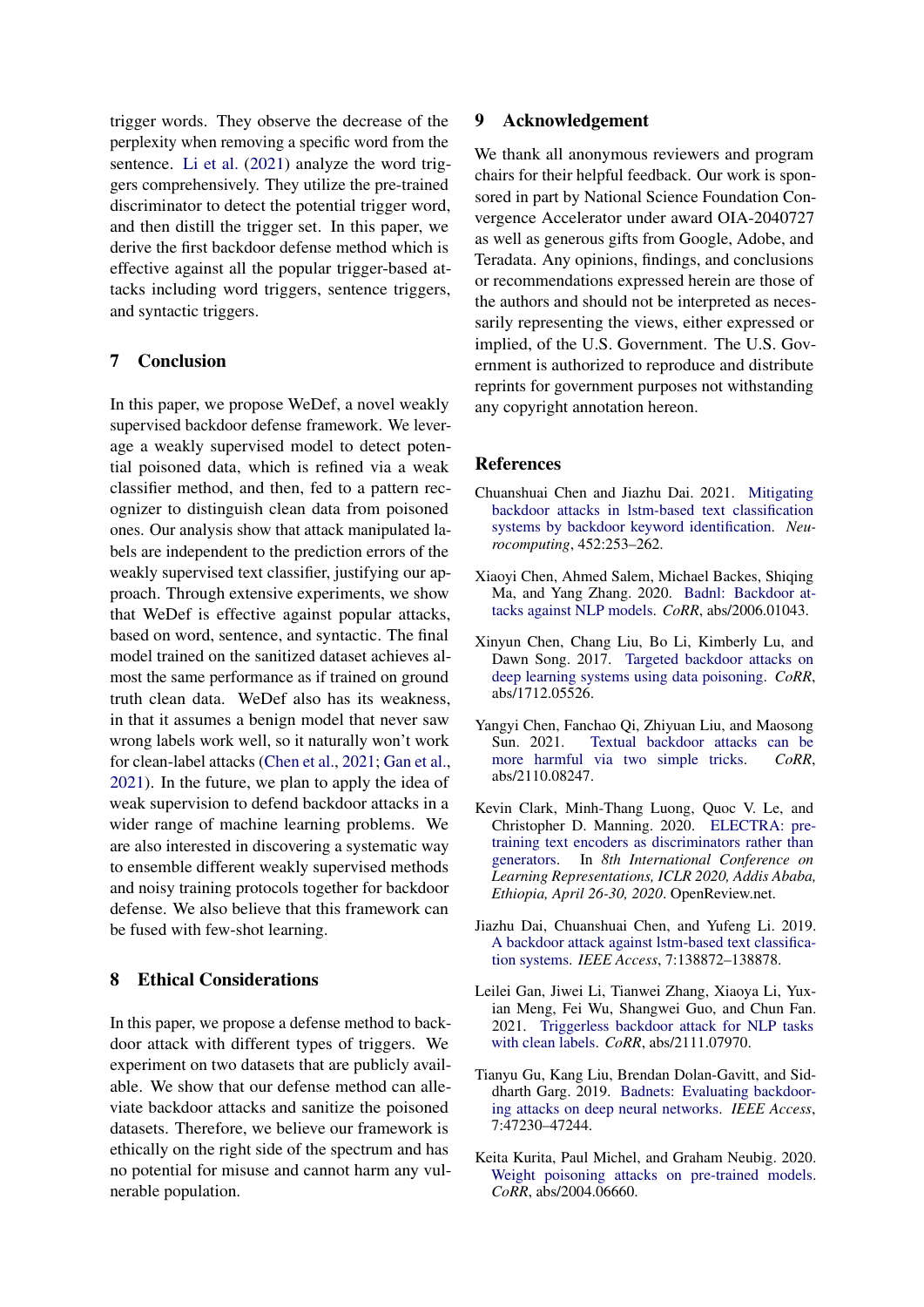trigger words. They observe the decrease of the perplexity when removing a specific word from the sentence. Li et al. (2021) analyze the word triggers comprehensively. They utilize the pre-trained discriminator to detect the potential trigger word, and then distill the trigger set. In this paper, we derive the first backdoor defense method which is effective against all the popular trigger-based attacks including word triggers, sentence triggers, and syntactic triggers.

## 7 Conclusion

In this paper, we propose WeDef, a novel weakly supervised backdoor defense framework. We leverage a weakly supervised model to detect potential poisoned data, which is refined via a weak classifier method, and then, fed to a pattern recognizer to distinguish clean data from poisoned ones. Our analysis show that attack manipulated labels are independent to the prediction errors of the weakly supervised text classifier, justifying our approach. Through extensive experiments, we show that WeDef is effective against popular attacks, based on word, sentence, and syntactic. The final model trained on the sanitized dataset achieves almost the same performance as if trained on ground truth clean data. WeDef also has its weakness, in that it assumes a benign model that never saw wrong labels work well, so it naturally won't work for clean-label attacks (Chen et al., 2021; Gan et al., 2021). In the future, we plan to apply the idea of weak supervision to defend backdoor attacks in a wider range of machine learning problems. We are also interested in discovering a systematic way to ensemble different weakly supervised methods and noisy training protocols together for backdoor defense. We also believe that this framework can be fused with few-shot learning.

## 8 Ethical Considerations

In this paper, we propose a defense method to backdoor attack with different types of triggers. We experiment on two datasets that are publicly available. We show that our defense method can alleviate backdoor attacks and sanitize the poisoned datasets. Therefore, we believe our framework is ethically on the right side of the spectrum and has no potential for misuse and cannot harm any vulnerable population.

## 9 Acknowledgement

We thank all anonymous reviewers and program chairs for their helpful feedback. Our work is sponsored in part by National Science Foundation Convergence Accelerator under award OIA-2040727 as well as generous gifts from Google, Adobe, and Teradata. Any opinions, findings, and conclusions or recommendations expressed herein are those of the authors and should not be interpreted as necessarily representing the views, either expressed or implied, of the U.S. Government. The U.S. Government is authorized to reproduce and distribute reprints for government purposes not withstanding any copyright annotation hereon.

## References

Chuanshuai Chen and Jiazhu Dai. 2021. Mitigating backdoor attacks in lstm-based text classification systems by backdoor keyword identification. *Neurocomputing*, 452:253–262.

Xiaoyi Chen, Ahmed Salem, Michael Backes, Shiqing Ma, and Yang Zhang. 2020. Badnl: Backdoor attacks against NLP models. *CoRR*, abs/2006.01043.

Xinyun Chen, Chang Liu, Bo Li, Kimberly Lu, and Dawn Song. 2017. Targeted backdoor attacks on deep learning systems using data poisoning. *CoRR*, abs/1712.05526.

Yangyi Chen, Fanchao Qi, Zhiyuan Liu, and Maosong Sun. 2021. Textual backdoor attacks can be more harmful via two simple tricks. *CoRR*, abs/2110.08247.

Kevin Clark, Minh-Thang Luong, Quoc V. Le, and Christopher D. Manning. 2020. ELECTRA: pre-training text encoders as discriminators rather than generators. In *8th International Conference on Learning Representations, ICLR 2020, Addis Ababa, Ethiopia, April 26-30, 2020*. OpenReview.net.

Jiazhu Dai, Chuanshuai Chen, and Yufeng Li. 2019. A backdoor attack against lstm-based text classification systems. *IEEE Access*, 7:138872–138878.

Leilei Gan, Jiwei Li, Tianwei Zhang, Xiaoya Li, Yuxian Meng, Fei Wu, Shangwei Guo, and Chun Fan. 2021. Triggerless backdoor attack for NLP tasks with clean labels. *CoRR*, abs/2111.07970.

Tianyu Gu, Kang Liu, Brendan Dolan-Gavitt, and Siddharth Garg. 2019. Badnets: Evaluating backdooring attacks on deep neural networks. *IEEE Access*, 7:47230–47244.

Keita Kurita, Paul Michel, and Graham Neubig. 2020. Weight poisoning attacks on pre-trained models. *CoRR*, abs/2004.06660.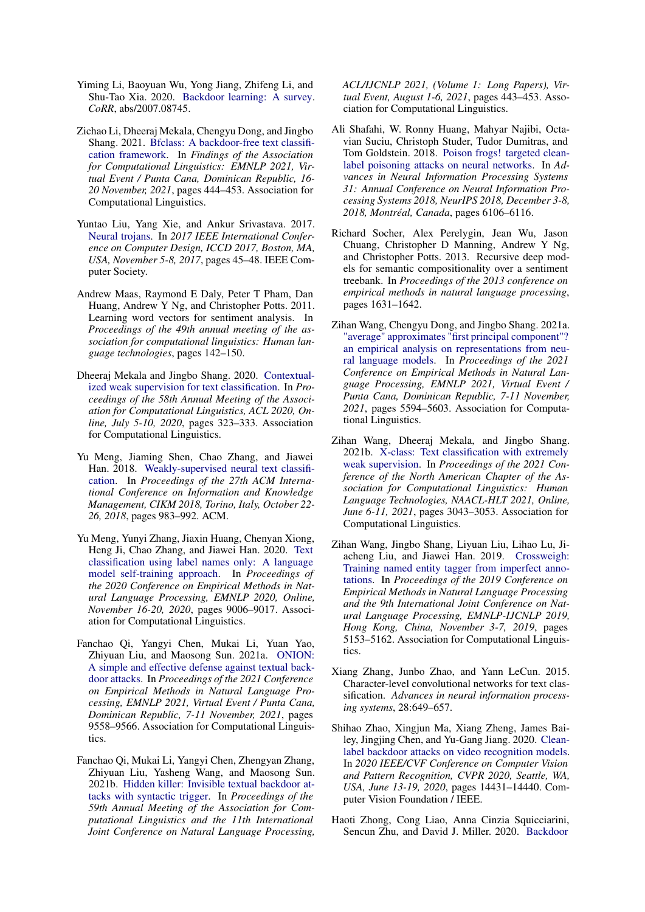Yiming Li, Baoyuan Wu, Yong Jiang, Zhifeng Li, and Shu-Tao Xia. 2020. Backdoor learning: A survey. *CoRR*, abs/2007.08745.

Zichao Li, Dheeraj Mekala, Chengyu Dong, and Jingbo Shang. 2021. Bfclass: A backdoor-free text classification framework. In *Findings of the Association for Computational Linguistics: EMNLP 2021, Virtual Event / Punta Cana, Dominican Republic, 16-20 November, 2021*, pages 444–453. Association for Computational Linguistics.

Yuntao Liu, Yang Xie, and Ankur Srivastava. 2017. Neural trojans. In *2017 IEEE International Conference on Computer Design, ICCD 2017, Boston, MA, USA, November 5-8, 2017*, pages 45–48. IEEE Computer Society.

Andrew Maas, Raymond E Daly, Peter T Pham, Dan Huang, Andrew Y Ng, and Christopher Potts. 2011. Learning word vectors for sentiment analysis. In *Proceedings of the 49th annual meeting of the association for computational linguistics: Human language technologies*, pages 142–150.

Dheeraj Mekala and Jingbo Shang. 2020. Contextualized weak supervision for text classification. In *Proceedings of the 58th Annual Meeting of the Association for Computational Linguistics, ACL 2020, Online, July 5-10, 2020*, pages 323–333. Association for Computational Linguistics.

Yu Meng, Jiaming Shen, Chao Zhang, and Jiawei Han. 2018. Weakly-supervised neural text classification. In *Proceedings of the 27th ACM International Conference on Information and Knowledge Management, CIKM 2018, Torino, Italy, October 22-26, 2018*, pages 983–992. ACM.

Yu Meng, Yunyi Zhang, Jiaxin Huang, Chenyan Xiong, Heng Ji, Chao Zhang, and Jiawei Han. 2020. Text classification using label names only: A language model self-training approach. In *Proceedings of the 2020 Conference on Empirical Methods in Natural Language Processing, EMNLP 2020, Online, November 16-20, 2020*, pages 9006–9017. Association for Computational Linguistics.

Fanchao Qi, Yangyi Chen, Mukai Li, Yuan Yao, Zhiyuan Liu, and Maosong Sun. 2021a. ONION: A simple and effective defense against textual backdoor attacks. In *Proceedings of the 2021 Conference on Empirical Methods in Natural Language Processing, EMNLP 2021, Virtual Event / Punta Cana, Dominican Republic, 7-11 November, 2021*, pages 9558–9566. Association for Computational Linguistics.

Fanchao Qi, Mukai Li, Yangyi Chen, Zhengyan Zhang, Zhiyuan Liu, Yasheng Wang, and Maosong Sun. 2021b. Hidden killer: Invisible textual backdoor attacks with syntactic trigger. In *Proceedings of the 59th Annual Meeting of the Association for Computational Linguistics and the 11th International Joint Conference on Natural Language Processing, ACL/IJCNLP 2021, (Volume 1: Long Papers), Virtual Event, August 1-6, 2021*, pages 443–453. Association for Computational Linguistics.

Ali Shafahi, W. Ronny Huang, Mahyar Najibi, Octavian Suciu, Christoph Studer, Tudor Dumitras, and Tom Goldstein. 2018. Poison frogs! targeted clean-label poisoning attacks on neural networks. In *Advances in Neural Information Processing Systems 31: Annual Conference on Neural Information Processing Systems 2018, NeurIPS 2018, December 3-8, 2018, Montréal, Canada*, pages 6106–6116.

Richard Socher, Alex Perelygin, Jean Wu, Jason Chuang, Christopher D Manning, Andrew Y Ng, and Christopher Potts. 2013. Recursive deep models for semantic compositionality over a sentiment treebank. In *Proceedings of the 2013 conference on empirical methods in natural language processing*, pages 1631–1642.

Zihan Wang, Chengyu Dong, and Jingbo Shang. 2021a. "average" approximates "first principal component"? an empirical analysis on representations from neural language models. In *Proceedings of the 2021 Conference on Empirical Methods in Natural Language Processing, EMNLP 2021, Virtual Event / Punta Cana, Dominican Republic, 7-11 November, 2021*, pages 5594–5603. Association for Computational Linguistics.

Zihan Wang, Dheeraj Mekala, and Jingbo Shang. 2021b. X-class: Text classification with extremely weak supervision. In *Proceedings of the 2021 Conference of the North American Chapter of the Association for Computational Linguistics: Human Language Technologies, NAACL-HLT 2021, Online, June 6-11, 2021*, pages 3043–3053. Association for Computational Linguistics.

Zihan Wang, Jingbo Shang, Liyuan Liu, Lihao Lu, Jiacheng Liu, and Jiawei Han. 2019. Crossweigh: Training named entity tagger from imperfect annotations. In *Proceedings of the 2019 Conference on Empirical Methods in Natural Language Processing and the 9th International Joint Conference on Natural Language Processing, EMNLP-IJCNLP 2019, Hong Kong, China, November 3-7, 2019*, pages 5153–5162. Association for Computational Linguistics.

Xiang Zhang, Junbo Zhao, and Yann LeCun. 2015. Character-level convolutional networks for text classification. *Advances in neural information processing systems*, 28:649–657.

Shihao Zhao, Xingjun Ma, Xiang Zheng, James Bailey, Jingjing Chen, and Yu-Gang Jiang. 2020. Clean-label backdoor attacks on video recognition models. In *2020 IEEE/CVF Conference on Computer Vision and Pattern Recognition, CVPR 2020, Seattle, WA, USA, June 13-19, 2020*, pages 14431–14440. Computer Vision Foundation / IEEE.

Haoti Zhong, Cong Liao, Anna Cinzia Squicciarini, Sencun Zhu, and David J. Miller. 2020. Backdoor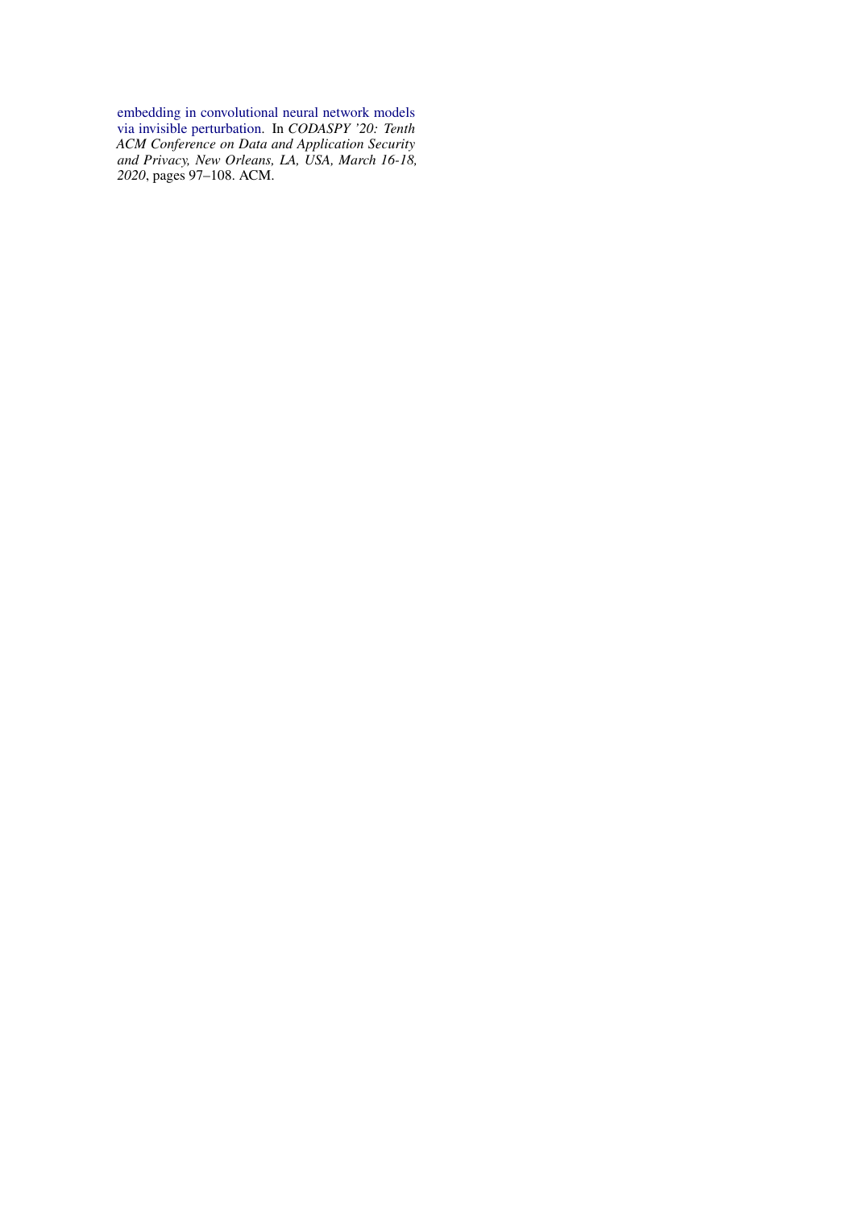embedding in convolutional neural network models via invisible perturbation. In *CODASPY '20: Tenth ACM Conference on Data and Application Security and Privacy, New Orleans, LA, USA, March 16-18, 2020*, pages 97–108. ACM.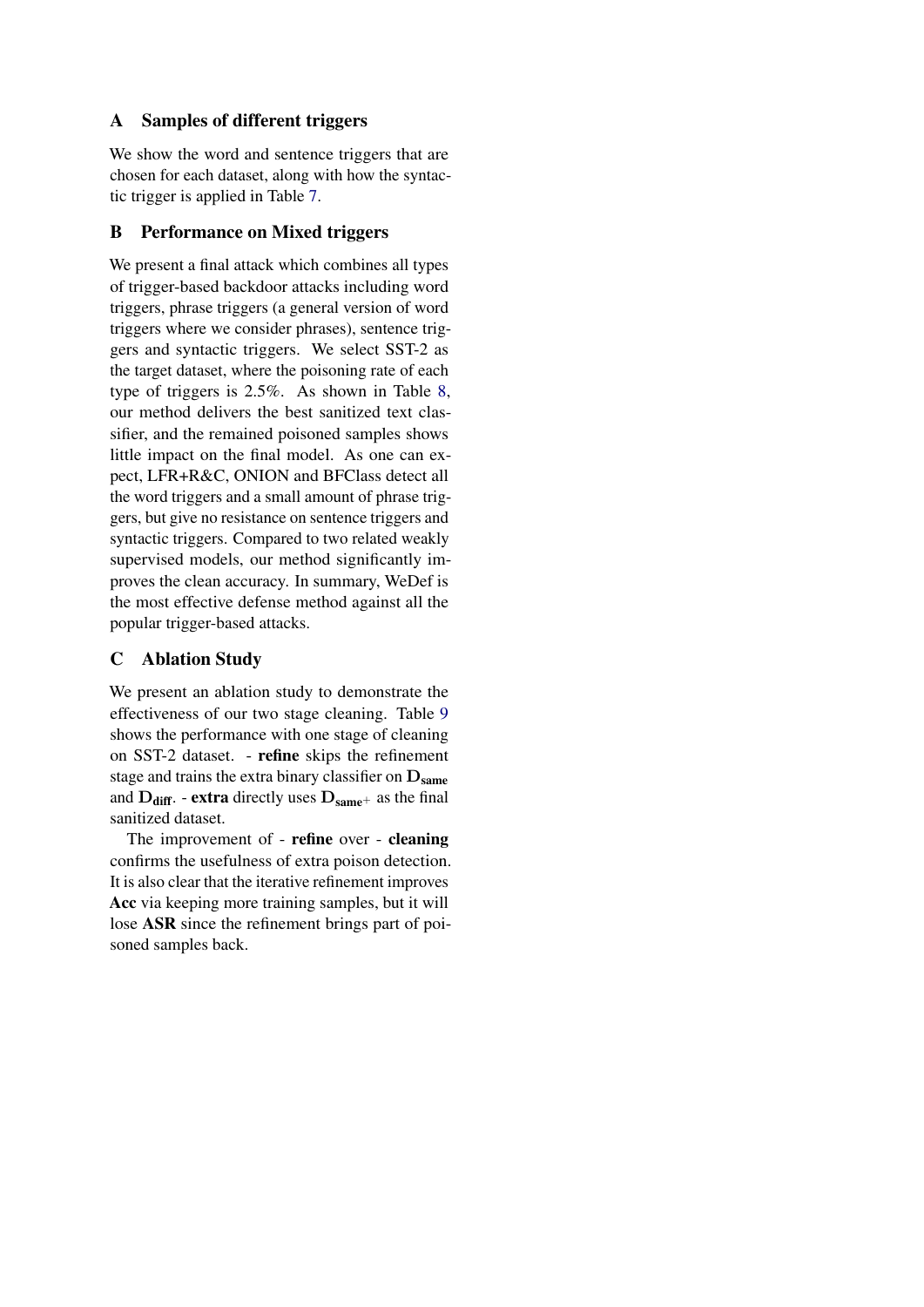## A Samples of different triggers

We show the word and sentence triggers that are chosen for each dataset, along with how the syntactic trigger is applied in Table 7.

## B Performance on Mixed triggers

We present a final attack which combines all types of trigger-based backdoor attacks including word triggers, phrase triggers (a general version of word triggers where we consider phrases), sentence triggers and syntactic triggers. We select SST-2 as the target dataset, where the poisoning rate of each type of triggers is 2.5%. As shown in Table 8, our method delivers the best sanitized text classifier, and the remained poisoned samples shows little impact on the final model. As one can expect, LFR+R&C, ONION and BFClass detect all the word triggers and a small amount of phrase triggers, but give no resistance on sentence triggers and syntactic triggers. Compared to two related weakly supervised models, our method significantly improves the clean accuracy. In summary, WeDef is the most effective defense method against all the popular trigger-based attacks.

## C Ablation Study

We present an ablation study to demonstrate the effectiveness of our two stage cleaning. Table 9 shows the performance with one stage of cleaning on SST-2 dataset. - **refine** skips the refinement stage and trains the extra binary classifier on $\mathbf{D}_{\mathbf{same}}$ and $\mathbf{D}_{\mathbf{diff}}$. - **extra** directly uses $\mathbf{D}_{\mathbf{same}^{+}}$ as the final sanitized dataset.

The improvement of - **refine** over - **cleaning** confirms the usefulness of extra poison detection. It is also clear that the iterative refinement improves **Acc** via keeping more training samples, but it will lose **ASR** since the refinement brings part of poisoned samples back.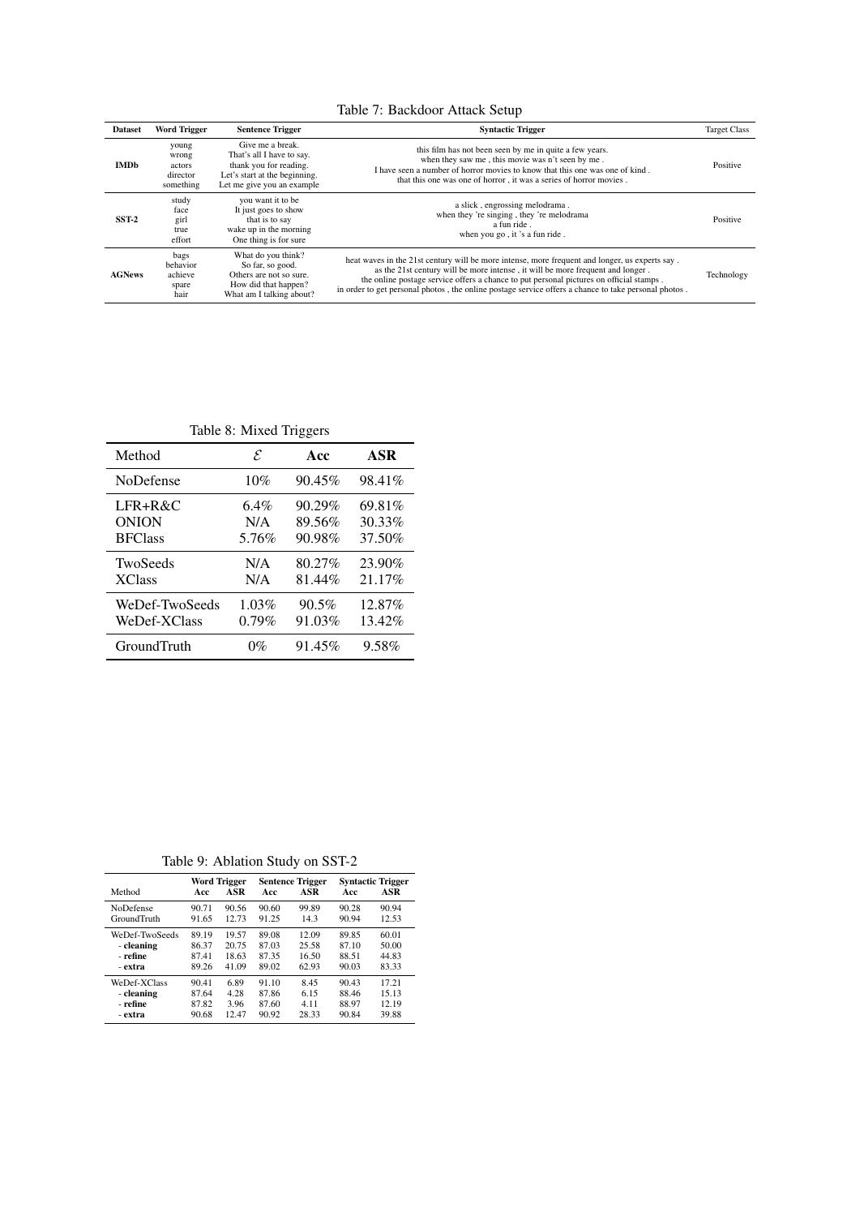Table 7: Backdoor Attack Setup

| Dataset | Word Trigger | Sentence Trigger | Syntactic Trigger | Target Class |
|---|---|---|---|---|
| **IMDb** | young<br>wrong<br>actors<br>director<br>something | Give me a break.<br>That's all I have to say.<br>thank you for reading.<br>Let's start at the beginning.<br>Let me give you an example | this film has not been seen by me in quite a few years.<br>when they saw me , this movie was n't seen by me .<br>I have seen a number of horror movies to know that this one was one of kind .<br>that this one was one of horror , it was a series of horror movies . | Positive |
| **SST-2** | study<br>face<br>girl<br>true<br>effort | you want it to be<br>It just goes to show<br>that is to say<br>wake up in the morning<br>One thing is for sure | a slick , engrossing melodrama .<br>when they 're singing , they 're melodrama<br>a fun ride .<br>when you go , it 's a fun ride . | Positive |
| **AGNews** | bags<br>behavior<br>achieve<br>spare<br>hair | What do you think?<br>So far, so good.<br>Others are not so sure.<br>How did that happen?<br>What am I talking about? | heat waves in the 21st century will be more intense, more frequent and longer, us experts say .<br>as the 21st century will be more intense , it will be more frequent and longer .<br>the online postage service offers a chance to put personal pictures on official stamps .<br>in order to get personal photos , the online postage service offers a chance to take personal photos . | Technology |

Table 8: Mixed Triggers

| Method | $\mathcal{E}$ | **Acc** | **ASR** |
|---|---|---|---|
| NoDefense | 10% | 90.45% | 98.41% |
| LFR+R&C | 6.4% | 90.29% | 69.81% |
| ONION | N/A | 89.56% | 30.33% |
| BFClass | 5.76% | 90.98% | 37.50% |
| TwoSeeds | N/A | 80.27% | 23.90% |
| XClass | N/A | 81.44% | 21.17% |
| WeDef-TwoSeeds | 1.03% | 90.5% | 12.87% |
| WeDef-XClass | 0.79% | 91.03% | 13.42% |
| GroundTruth | 0% | 91.45% | 9.58% |

Table 9: Ablation Study on SST-2

| Method | **Word Trigger** | | **Sentence Trigger** | | **Syntactic Trigger** | |
|---|---|---|---|---|---|---|
| | **Acc** | **ASR** | **Acc** | **ASR** | **Acc** | **ASR** |
| NoDefense | 90.71 | 90.56 | 90.60 | 99.89 | 90.28 | 90.94 |
| GroundTruth | 91.65 | 12.73 | 91.25 | 14.3 | 90.94 | 12.53 |
| WeDef-TwoSeeds | 89.19 | 19.57 | 89.08 | 12.09 | 89.85 | 60.01 |
| - **cleaning** | 86.37 | 20.75 | 87.03 | 25.58 | 87.10 | 50.00 |
| - **refine** | 87.41 | 18.63 | 87.35 | 16.50 | 88.51 | 44.83 |
| - **extra** | 89.26 | 41.09 | 89.02 | 62.93 | 90.03 | 83.33 |
| WeDef-XClass | 90.41 | 6.89 | 91.10 | 8.45 | 90.43 | 17.21 |
| - **cleaning** | 87.64 | 4.28 | 87.86 | 6.15 | 88.46 | 15.13 |
| - **refine** | 87.82 | 3.96 | 87.60 | 4.11 | 88.97 | 12.19 |
| - **extra** | 90.68 | 12.47 | 90.92 | 28.33 | 90.84 | 39.88 |